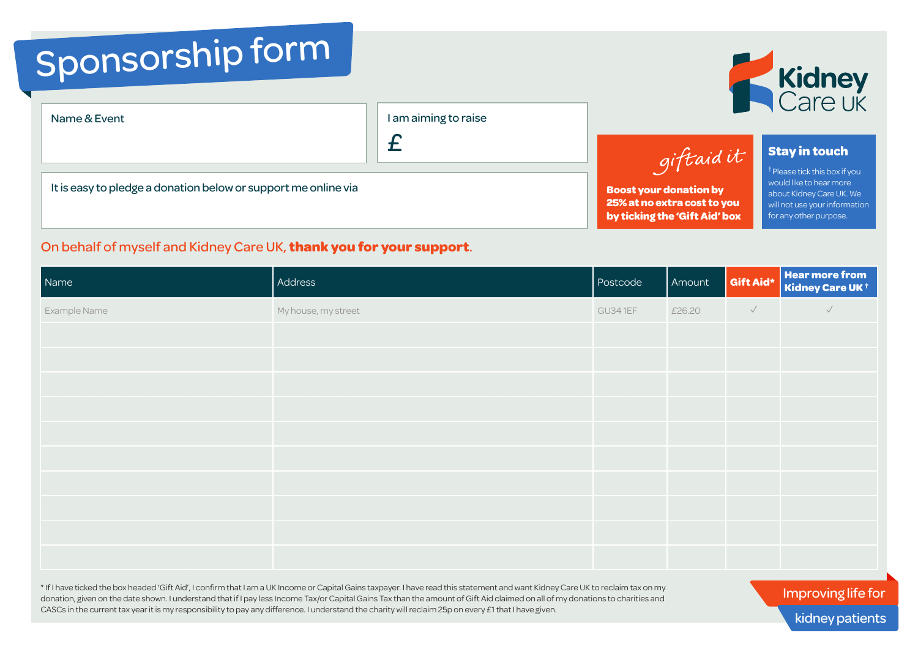# Sponsorship form

Kidney Care UK

Name & Event

I am aiming to raise

£

It is easy to pledge a donation below or support me online via

*giftaid it*

**Boost your donation by 25% at no extra cost to you by ticking the 'Gift Aid' box**

**Stay in touch**

† Please tick this box if you would like to hear more about Kidney Care UK. We will not use your information for any other purpose.

On behalf of myself and Kidney Care UK, **thank you for your support**.

| Name | Address | Postcode | Amount | Gift Aid* | Hear more from Kidney Care UK † |
|---|---|---|---|---|---|
| Example Name | My house, my street | GU34 1EF | £26.20 | ✓ | ✓ |
| | | | | | |
| | | | | | |
| | | | | | |
| | | | | | |
| | | | | | |
| | | | | | |
| | | | | | |
| | | | | | |
| | | | | | |
| | | | | | |

* If I have ticked the box headed 'Gift Aid', I confirm that I am a UK Income or Capital Gains taxpayer. I have read this statement and want Kidney Care UK to reclaim tax on my donation, given on the date shown. I understand that if I pay less Income Tax/or Capital Gains Tax than the amount of Gift Aid claimed on all of my donations to charities and CASCs in the current tax year it is my responsibility to pay any difference. I understand the charity will reclaim 25p on every £1 that I have given.

Improving life for kidney patients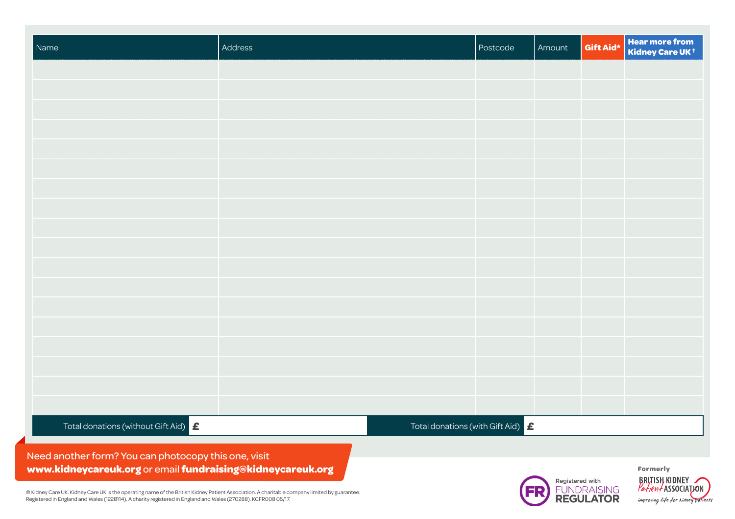| Name | Address | Postcode | Amount | Gift Aid* | Hear more from Kidney Care UK † |
|---|---|---|---|---|---|
| | | | | | |
| | | | | | |
| | | | | | |
| | | | | | |
| | | | | | |
| | | | | | |
| | | | | | |
| | | | | | |
| | | | | | |
| | | | | | |
| | | | | | |
| | | | | | |
| | | | | | |
| | | | | | |
| | | | | | |
| | | | | | |
| | | | | | |
| | | | | | |

| | | | |
|---|---|---|---|
| Total donations (without Gift Aid) | £ | Total donations (with Gift Aid) | £ |

Need another form? You can photocopy this one, visit **www.kidneycareuk.org** or email **fundraising@kidneycareuk.org**

© Kidney Care UK. Kidney Care UK is the operating name of the British Kidney Patient Association. A charitable company limited by guarantee. Registered in England and Wales (1228114). A charity registered in England and Wales (270288). KCFR008 05/17.

Registered with FUNDRAISING REGULATOR

Formerly BRITISH KIDNEY Patient ASSOCIATION improving life for kidney patients